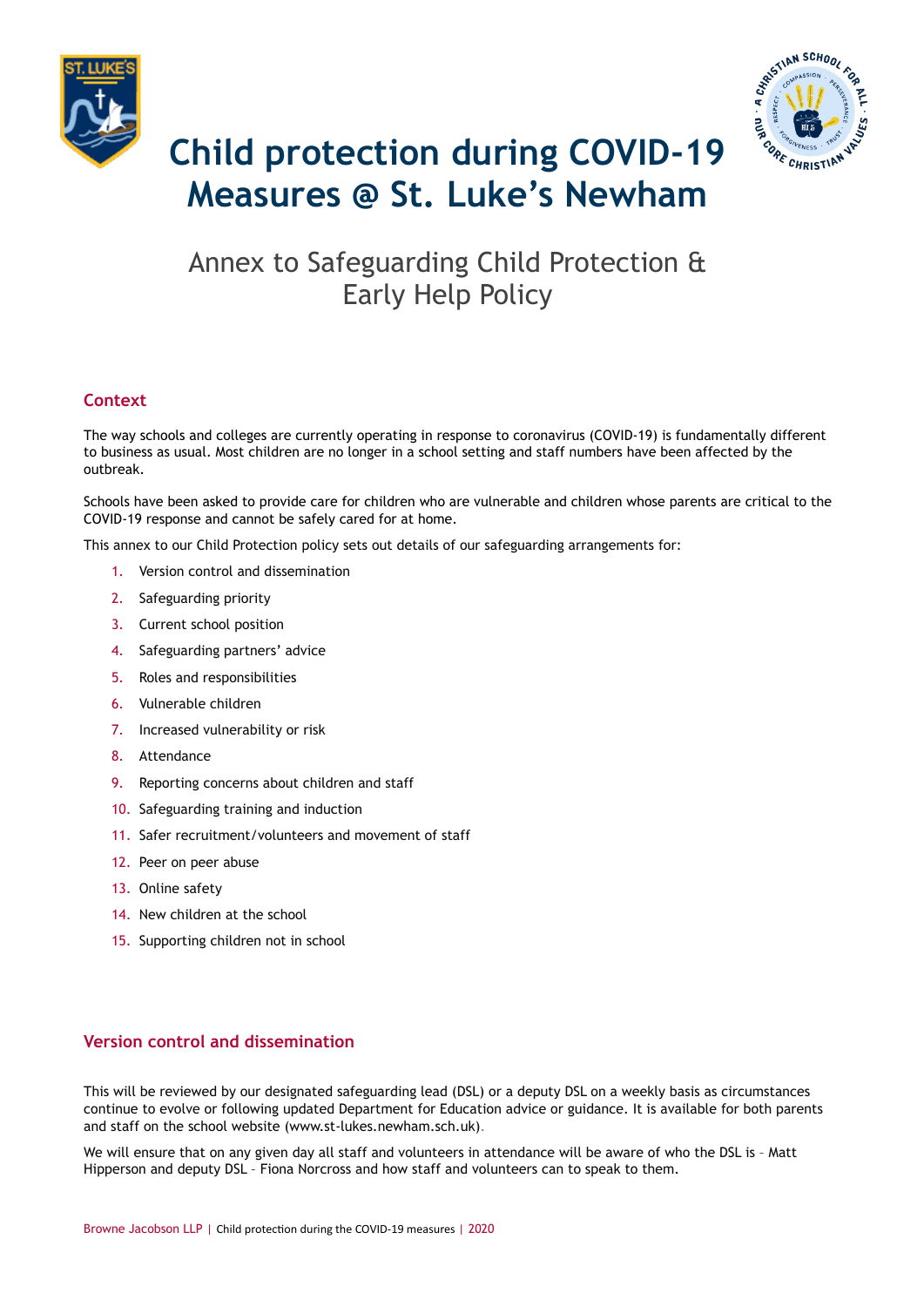# Child protection during COVID-19 Measures @ St. Luke's Newham

## Annex to Safeguarding Child Protection & Early Help Policy

### Context

The way schools and colleges are currently operating in response to coronavirus (COVID-19) is fundamentally different to business as usual. Most children are no longer in a school setting and staff numbers have been affected by the outbreak.

Schools have been asked to provide care for children who are vulnerable and children whose parents are critical to the COVID-19 response and cannot be safely cared for at home.

This annex to our Child Protection policy sets out details of our safeguarding arrangements for:

1. Version control and dissemination
2. Safeguarding priority
3. Current school position
4. Safeguarding partners' advice
5. Roles and responsibilities
6. Vulnerable children
7. Increased vulnerability or risk
8. Attendance
9. Reporting concerns about children and staff
10. Safeguarding training and induction
11. Safer recruitment/volunteers and movement of staff
12. Peer on peer abuse
13. Online safety
14. New children at the school
15. Supporting children not in school

### Version control and dissemination

This will be reviewed by our designated safeguarding lead (DSL) or a deputy DSL on a weekly basis as circumstances continue to evolve or following updated Department for Education advice or guidance. It is available for both parents and staff on the school website (www.st-lukes.newham.sch.uk).

We will ensure that on any given day all staff and volunteers in attendance will be aware of who the DSL is – Matt Hipperson and deputy DSL – Fiona Norcross and how staff and volunteers can to speak to them.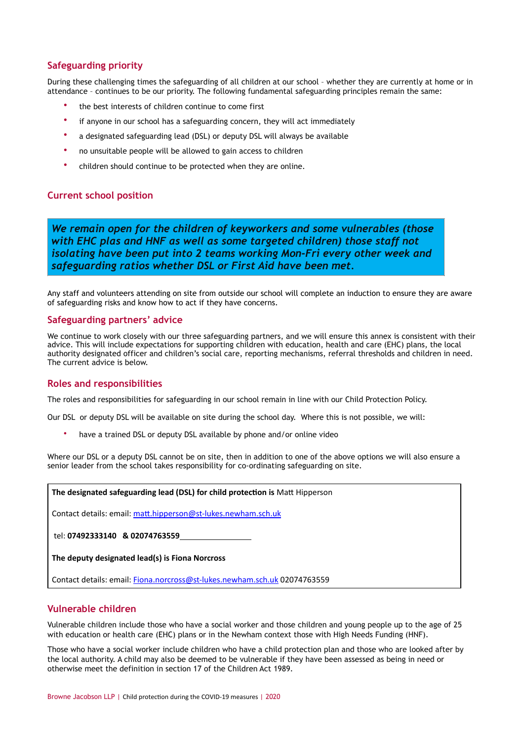## Safeguarding priority

During these challenging times the safeguarding of all children at our school – whether they are currently at home or in attendance – continues to be our priority. The following fundamental safeguarding principles remain the same:

- the best interests of children continue to come first
- if anyone in our school has a safeguarding concern, they will act immediately
- a designated safeguarding lead (DSL) or deputy DSL will always be available
- no unsuitable people will be allowed to gain access to children
- children should continue to be protected when they are online.

## Current school position

***We remain open for the children of keyworkers and some vulnerables (those with EHC plas and HNF as well as some targeted children) those staff not isolating have been put into 2 teams working Mon-Fri every other week and safeguarding ratios whether DSL or First Aid have been met.***

Any staff and volunteers attending on site from outside our school will complete an induction to ensure they are aware of safeguarding risks and know how to act if they have concerns.

## Safeguarding partners' advice

We continue to work closely with our three safeguarding partners, and we will ensure this annex is consistent with their advice. This will include expectations for supporting children with education, health and care (EHC) plans, the local authority designated officer and children's social care, reporting mechanisms, referral thresholds and children in need. The current advice is below.

## Roles and responsibilities

The roles and responsibilities for safeguarding in our school remain in line with our Child Protection Policy.

Our DSL or deputy DSL will be available on site during the school day. Where this is not possible, we will:

- have a trained DSL or deputy DSL available by phone and/or online video

Where our DSL or a deputy DSL cannot be on site, then in addition to one of the above options we will also ensure a senior leader from the school takes responsibility for co-ordinating safeguarding on site.

**The designated safeguarding lead (DSL) for child protection is** Matt Hipperson

Contact details: email: matt.hipperson@st-lukes.newham.sch.uk

tel: **07492333140 & 02074763559**

**The deputy designated lead(s) is Fiona Norcross**

Contact details: email: Fiona.norcross@st-lukes.newham.sch.uk 02074763559

## Vulnerable children

Vulnerable children include those who have a social worker and those children and young people up to the age of 25 with education or health care (EHC) plans or in the Newham context those with High Needs Funding (HNF).

Those who have a social worker include children who have a child protection plan and those who are looked after by the local authority. A child may also be deemed to be vulnerable if they have been assessed as being in need or otherwise meet the definition in section 17 of the Children Act 1989.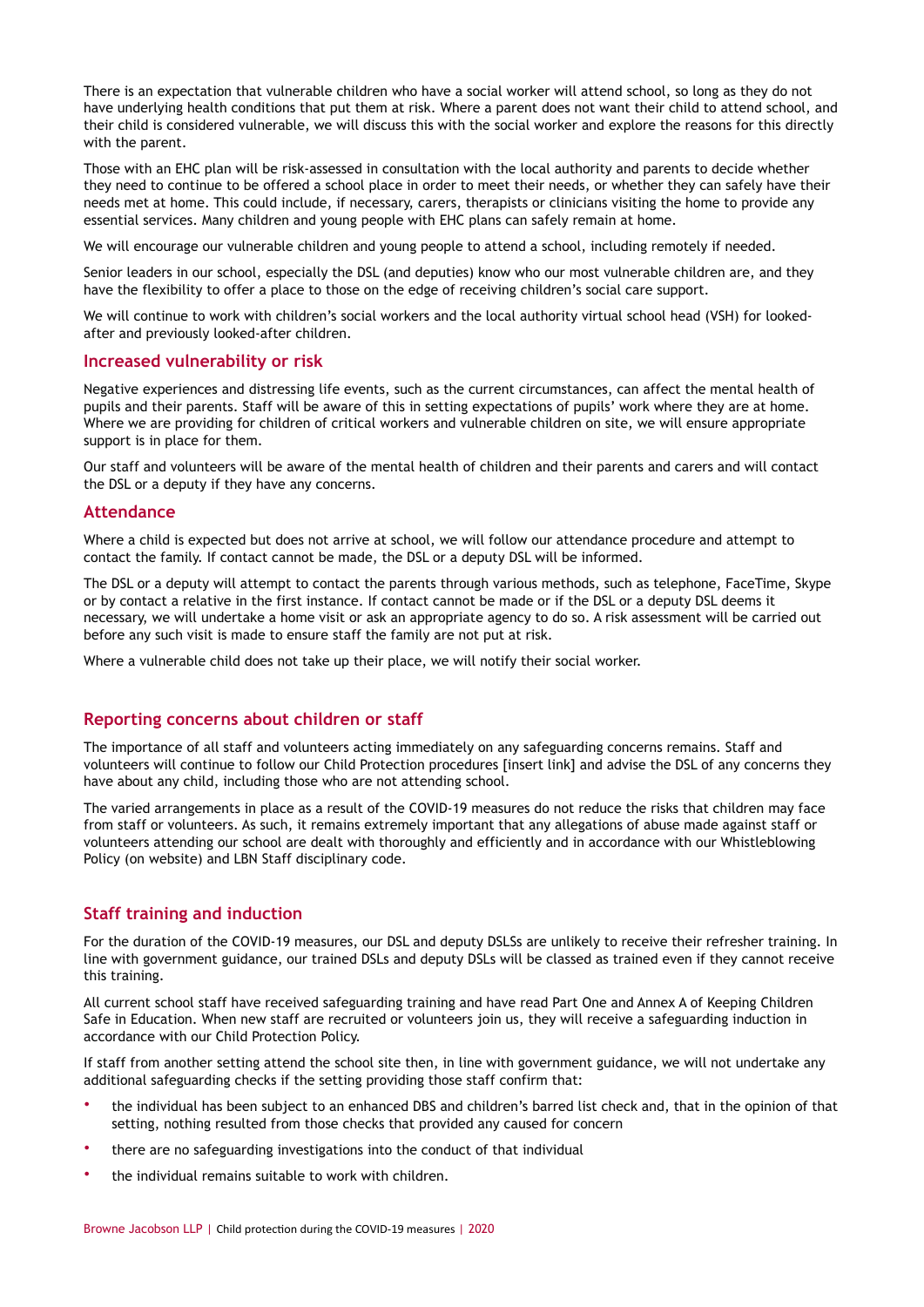There is an expectation that vulnerable children who have a social worker will attend school, so long as they do not have underlying health conditions that put them at risk. Where a parent does not want their child to attend school, and their child is considered vulnerable, we will discuss this with the social worker and explore the reasons for this directly with the parent.

Those with an EHC plan will be risk-assessed in consultation with the local authority and parents to decide whether they need to continue to be offered a school place in order to meet their needs, or whether they can safely have their needs met at home. This could include, if necessary, carers, therapists or clinicians visiting the home to provide any essential services. Many children and young people with EHC plans can safely remain at home.

We will encourage our vulnerable children and young people to attend a school, including remotely if needed.

Senior leaders in our school, especially the DSL (and deputies) know who our most vulnerable children are, and they have the flexibility to offer a place to those on the edge of receiving children's social care support.

We will continue to work with children's social workers and the local authority virtual school head (VSH) for looked-after and previously looked-after children.

### Increased vulnerability or risk

Negative experiences and distressing life events, such as the current circumstances, can affect the mental health of pupils and their parents. Staff will be aware of this in setting expectations of pupils' work where they are at home. Where we are providing for children of critical workers and vulnerable children on site, we will ensure appropriate support is in place for them.

Our staff and volunteers will be aware of the mental health of children and their parents and carers and will contact the DSL or a deputy if they have any concerns.

### Attendance

Where a child is expected but does not arrive at school, we will follow our attendance procedure and attempt to contact the family. If contact cannot be made, the DSL or a deputy DSL will be informed.

The DSL or a deputy will attempt to contact the parents through various methods, such as telephone, FaceTime, Skype or by contact a relative in the first instance. If contact cannot be made or if the DSL or a deputy DSL deems it necessary, we will undertake a home visit or ask an appropriate agency to do so. A risk assessment will be carried out before any such visit is made to ensure staff the family are not put at risk.

Where a vulnerable child does not take up their place, we will notify their social worker.

## Reporting concerns about children or staff

The importance of all staff and volunteers acting immediately on any safeguarding concerns remains. Staff and volunteers will continue to follow our Child Protection procedures [insert link] and advise the DSL of any concerns they have about any child, including those who are not attending school.

The varied arrangements in place as a result of the COVID-19 measures do not reduce the risks that children may face from staff or volunteers. As such, it remains extremely important that any allegations of abuse made against staff or volunteers attending our school are dealt with thoroughly and efficiently and in accordance with our Whistleblowing Policy (on website) and LBN Staff disciplinary code.

## Staff training and induction

For the duration of the COVID-19 measures, our DSL and deputy DSLSs are unlikely to receive their refresher training. In line with government guidance, our trained DSLs and deputy DSLs will be classed as trained even if they cannot receive this training.

All current school staff have received safeguarding training and have read Part One and Annex A of Keeping Children Safe in Education. When new staff are recruited or volunteers join us, they will receive a safeguarding induction in accordance with our Child Protection Policy.

If staff from another setting attend the school site then, in line with government guidance, we will not undertake any additional safeguarding checks if the setting providing those staff confirm that:

- the individual has been subject to an enhanced DBS and children's barred list check and, that in the opinion of that setting, nothing resulted from those checks that provided any caused for concern
- there are no safeguarding investigations into the conduct of that individual
- the individual remains suitable to work with children.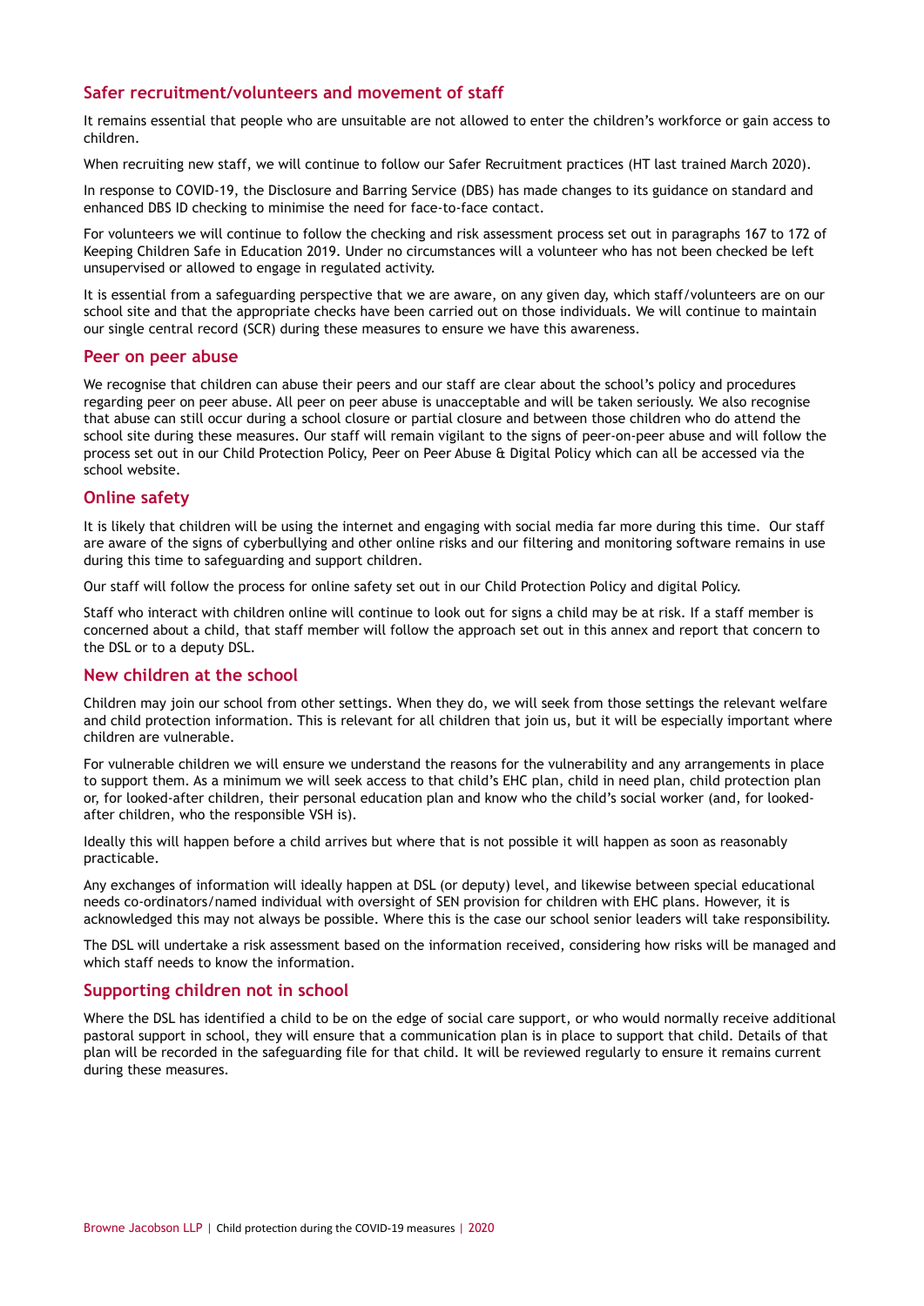## Safer recruitment/volunteers and movement of staff

It remains essential that people who are unsuitable are not allowed to enter the children's workforce or gain access to children.

When recruiting new staff, we will continue to follow our Safer Recruitment practices (HT last trained March 2020).

In response to COVID-19, the Disclosure and Barring Service (DBS) has made changes to its guidance on standard and enhanced DBS ID checking to minimise the need for face-to-face contact.

For volunteers we will continue to follow the checking and risk assessment process set out in paragraphs 167 to 172 of Keeping Children Safe in Education 2019. Under no circumstances will a volunteer who has not been checked be left unsupervised or allowed to engage in regulated activity.

It is essential from a safeguarding perspective that we are aware, on any given day, which staff/volunteers are on our school site and that the appropriate checks have been carried out on those individuals. We will continue to maintain our single central record (SCR) during these measures to ensure we have this awareness.

## Peer on peer abuse

We recognise that children can abuse their peers and our staff are clear about the school's policy and procedures regarding peer on peer abuse. All peer on peer abuse is unacceptable and will be taken seriously. We also recognise that abuse can still occur during a school closure or partial closure and between those children who do attend the school site during these measures. Our staff will remain vigilant to the signs of peer-on-peer abuse and will follow the process set out in our Child Protection Policy, Peer on Peer Abuse & Digital Policy which can all be accessed via the school website.

## Online safety

It is likely that children will be using the internet and engaging with social media far more during this time. Our staff are aware of the signs of cyberbullying and other online risks and our filtering and monitoring software remains in use during this time to safeguard and support children.

Our staff will follow the process for online safety set out in our Child Protection Policy and digital Policy.

Staff who interact with children online will continue to look out for signs a child may be at risk. If a staff member is concerned about a child, that staff member will follow the approach set out in this annex and report that concern to the DSL or to a deputy DSL.

## New children at the school

Children may join our school from other settings. When they do, we will seek from those settings the relevant welfare and child protection information. This is relevant for all children that join us, but it will be especially important where children are vulnerable.

For vulnerable children we will ensure we understand the reasons for the vulnerability and any arrangements in place to support them. As a minimum we will seek access to that child's EHC plan, child in need plan, child protection plan or, for looked-after children, their personal education plan and know who the child's social worker (and, for looked-after children, who the responsible VSH is).

Ideally this will happen before a child arrives but where that is not possible it will happen as soon as reasonably practicable.

Any exchanges of information will ideally happen at DSL (or deputy) level, and likewise between special educational needs co-ordinators/named individual with oversight of SEN provision for children with EHC plans. However, it is acknowledged this may not always be possible. Where this is the case our school senior leaders will take responsibility.

The DSL will undertake a risk assessment based on the information received, considering how risks will be managed and which staff needs to know the information.

## Supporting children not in school

Where the DSL has identified a child to be on the edge of social care support, or who would normally receive additional pastoral support in school, they will ensure that a communication plan is in place to support that child. Details of that plan will be recorded in the safeguarding file for that child. It will be reviewed regularly to ensure it remains current during these measures.